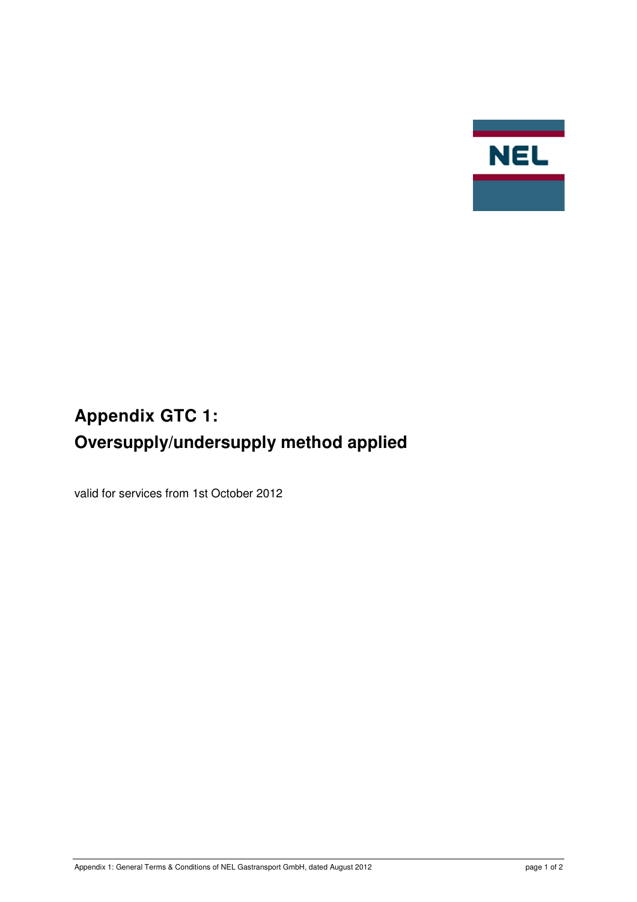# Appendix GTC 1:
# Oversupply/undersupply method applied

valid for services from 1st October 2012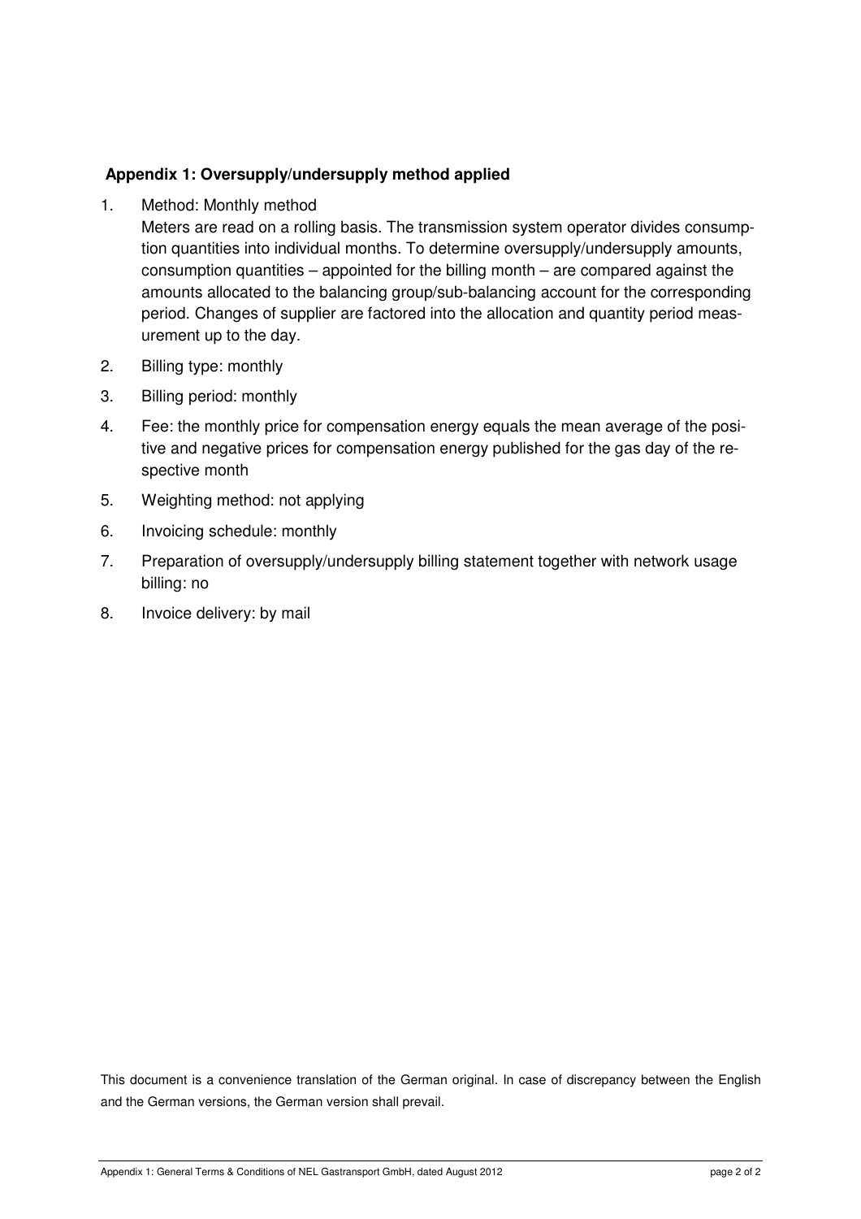**Appendix 1: Oversupply/undersupply method applied**

1. Method: Monthly method
   Meters are read on a rolling basis. The transmission system operator divides consumption quantities into individual months. To determine oversupply/undersupply amounts, consumption quantities – appointed for the billing month – are compared against the amounts allocated to the balancing group/sub-balancing account for the corresponding period. Changes of supplier are factored into the allocation and quantity period measurement up to the day.
2. Billing type: monthly
3. Billing period: monthly
4. Fee: the monthly price for compensation energy equals the mean average of the positive and negative prices for compensation energy published for the gas day of the respective month
5. Weighting method: not applying
6. Invoicing schedule: monthly
7. Preparation of oversupply/undersupply billing statement together with network usage billing: no
8. Invoice delivery: by mail

This document is a convenience translation of the German original. In case of discrepancy between the English and the German versions, the German version shall prevail.